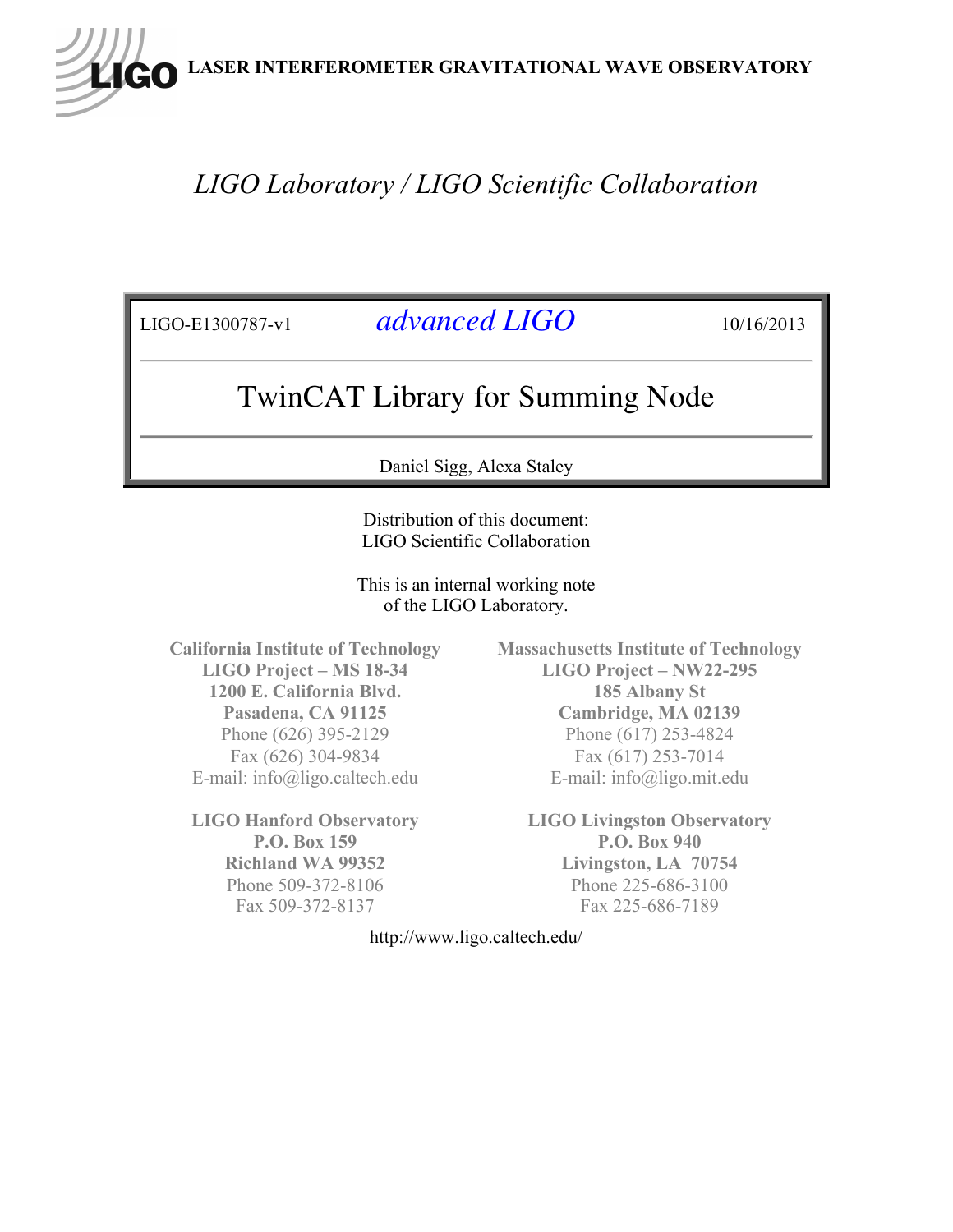LASER INTERFEROMETER GRAVITATIONAL WAVE OBSERVATORY

*LIGO Laboratory / LIGO Scientific Collaboration*

LIGO-E1300787-v1 *advanced LIGO* 10/16/2013

# TwinCAT Library for Summing Node

Daniel Sigg, Alexa Staley

Distribution of this document:
LIGO Scientific Collaboration

This is an internal working note
of the LIGO Laboratory.

**California Institute of Technology**
**LIGO Project – MS 18-34**
**1200 E. California Blvd.**
**Pasadena, CA 91125**
Phone (626) 395-2129
Fax (626) 304-9834
E-mail: info@ligo.caltech.edu

**Massachusetts Institute of Technology**
**LIGO Project – NW22-295**
**185 Albany St**
**Cambridge, MA 02139**
Phone (617) 253-4824
Fax (617) 253-7014
E-mail: info@ligo.mit.edu

**LIGO Hanford Observatory**
**P.O. Box 159**
**Richland WA 99352**
Phone 509-372-8106
Fax 509-372-8137

**LIGO Livingston Observatory**
**P.O. Box 940**
**Livingston, LA 70754**
Phone 225-686-3100
Fax 225-686-7189

http://www.ligo.caltech.edu/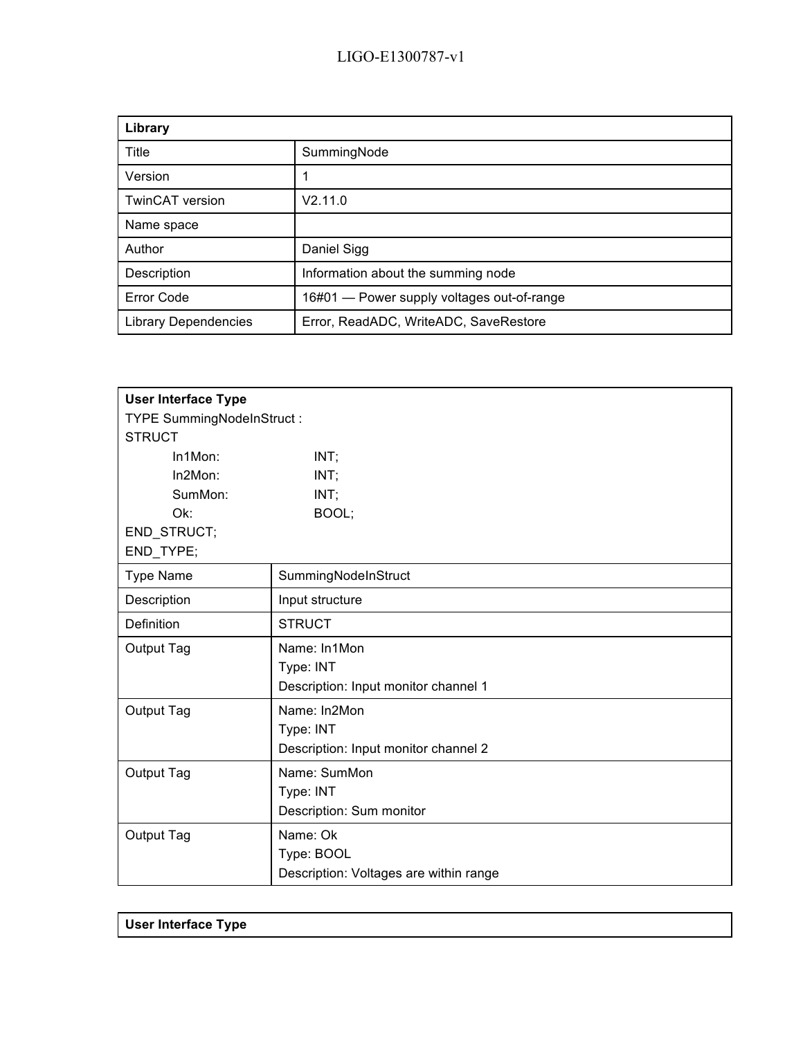| **Library** | |
|---|---|
| Title | SummingNode |
| Version | 1 |
| TwinCAT version | V2.11.0 |
| Name space | |
| Author | Daniel Sigg |
| Description | Information about the summing node |
| Error Code | 16#01 — Power supply voltages out-of-range |
| Library Dependencies | Error, ReadADC, WriteADC, SaveRestore |

**User Interface Type**

```
TYPE SummingNodeInStruct :
STRUCT
        In1Mon:         INT;
        In2Mon:         INT;
        SumMon:         INT;
        Ok:             BOOL;
END_STRUCT;
END_TYPE;
```

| | |
|---|---|
| Type Name | SummingNodeInStruct |
| Description | Input structure |
| Definition | STRUCT |
| Output Tag | Name: In1Mon<br>Type: INT<br>Description: Input monitor channel 1 |
| Output Tag | Name: In2Mon<br>Type: INT<br>Description: Input monitor channel 2 |
| Output Tag | Name: SumMon<br>Type: INT<br>Description: Sum monitor |
| Output Tag | Name: Ok<br>Type: BOOL<br>Description: Voltages are within range |

**User Interface Type**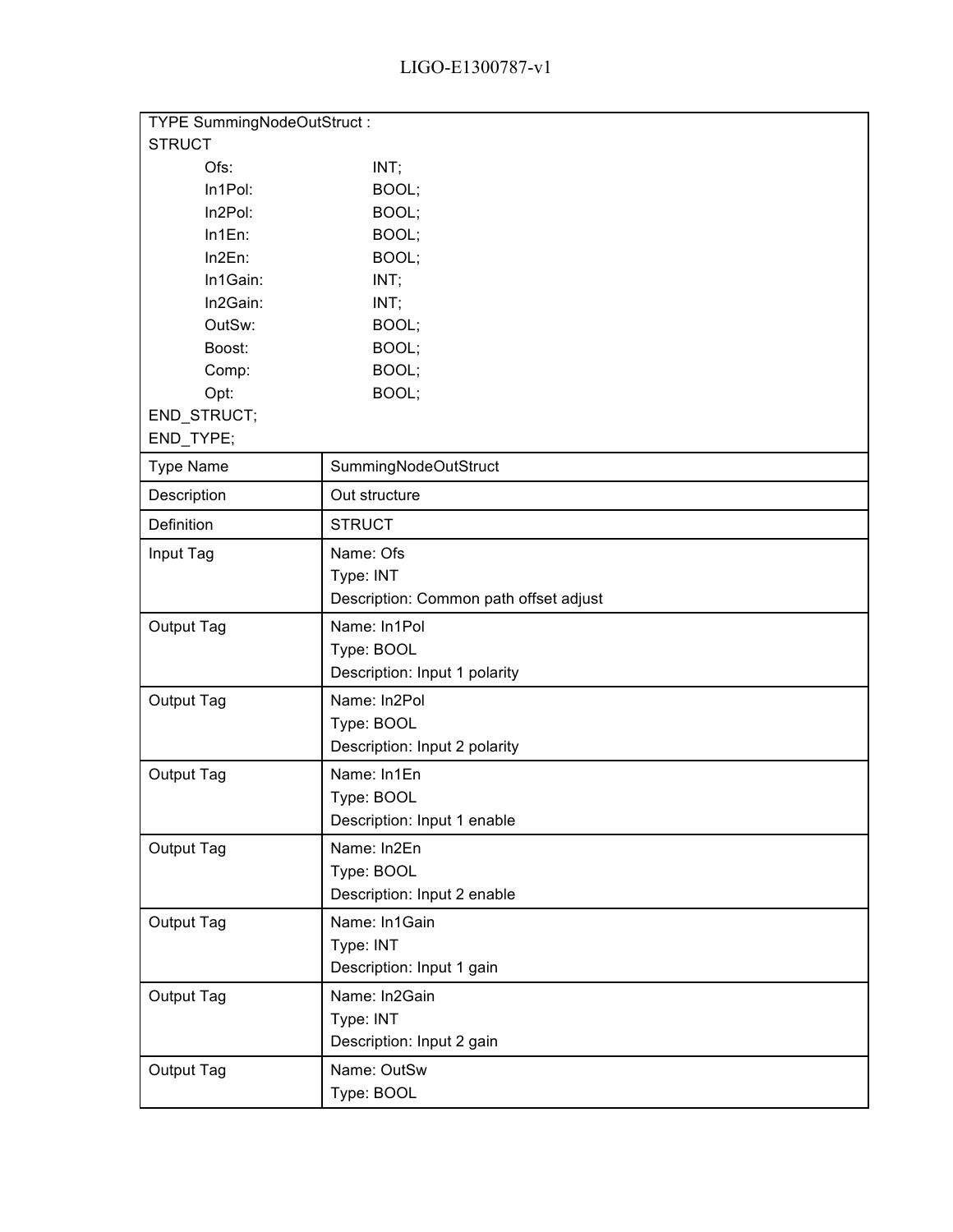```
TYPE SummingNodeOutStruct :
STRUCT
        Ofs:            INT;
        In1Pol:         BOOL;
        In2Pol:         BOOL;
        In1En:          BOOL;
        In2En:          BOOL;
        In1Gain:        INT;
        In2Gain:        INT;
        OutSw:          BOOL;
        Boost:          BOOL;
        Comp:           BOOL;
        Opt:            BOOL;
END_STRUCT;
END_TYPE;
```

| Type Name | SummingNodeOutStruct |
|---|---|
| Description | Out structure |
| Definition | STRUCT |
| Input Tag | Name: Ofs<br>Type: INT<br>Description: Common path offset adjust |
| Output Tag | Name: In1Pol<br>Type: BOOL<br>Description: Input 1 polarity |
| Output Tag | Name: In2Pol<br>Type: BOOL<br>Description: Input 2 polarity |
| Output Tag | Name: In1En<br>Type: BOOL<br>Description: Input 1 enable |
| Output Tag | Name: In2En<br>Type: BOOL<br>Description: Input 2 enable |
| Output Tag | Name: In1Gain<br>Type: INT<br>Description: Input 1 gain |
| Output Tag | Name: In2Gain<br>Type: INT<br>Description: Input 2 gain |
| Output Tag | Name: OutSw<br>Type: BOOL |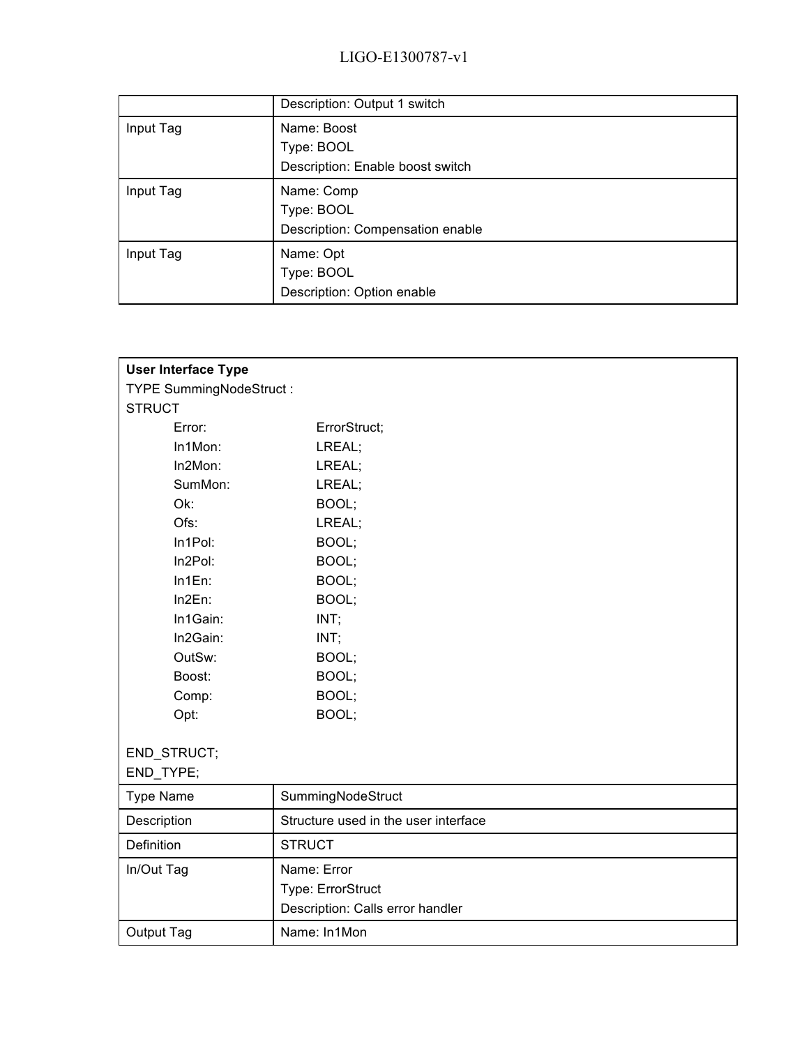| | |
|---|---|
| | Description: Output 1 switch |
| Input Tag | Name: Boost<br>Type: BOOL<br>Description: Enable boost switch |
| Input Tag | Name: Comp<br>Type: BOOL<br>Description: Compensation enable |
| Input Tag | Name: Opt<br>Type: BOOL<br>Description: Option enable |

**User Interface Type**

```
TYPE SummingNodeStruct :
STRUCT
        Error:          ErrorStruct;
        In1Mon:         LREAL;
        In2Mon:         LREAL;
        SumMon:         LREAL;
        Ok:             BOOL;
        Ofs:            LREAL;
        In1Pol:         BOOL;
        In2Pol:         BOOL;
        In1En:          BOOL;
        In2En:          BOOL;
        In1Gain:        INT;
        In2Gain:        INT;
        OutSw:          BOOL;
        Boost:          BOOL;
        Comp:           BOOL;
        Opt:            BOOL;

END_STRUCT;
END_TYPE;
```

| | |
|---|---|
| Type Name | SummingNodeStruct |
| Description | Structure used in the user interface |
| Definition | STRUCT |
| In/Out Tag | Name: Error<br>Type: ErrorStruct<br>Description: Calls error handler |
| Output Tag | Name: In1Mon |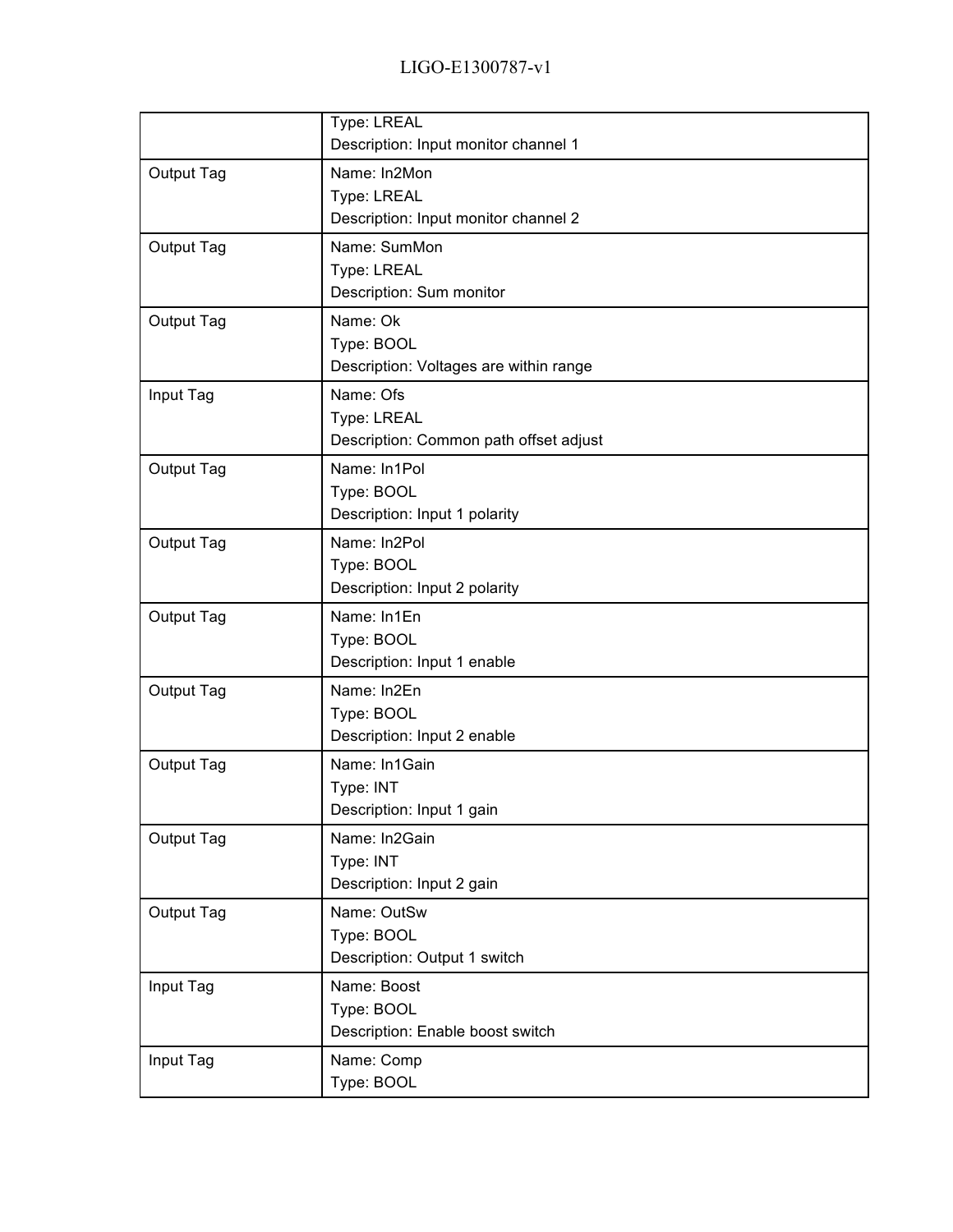| | |
|---|---|
| | Type: LREAL<br>Description: Input monitor channel 1 |
| Output Tag | Name: In2Mon<br>Type: LREAL<br>Description: Input monitor channel 2 |
| Output Tag | Name: SumMon<br>Type: LREAL<br>Description: Sum monitor |
| Output Tag | Name: Ok<br>Type: BOOL<br>Description: Voltages are within range |
| Input Tag | Name: Ofs<br>Type: LREAL<br>Description: Common path offset adjust |
| Output Tag | Name: In1Pol<br>Type: BOOL<br>Description: Input 1 polarity |
| Output Tag | Name: In2Pol<br>Type: BOOL<br>Description: Input 2 polarity |
| Output Tag | Name: In1En<br>Type: BOOL<br>Description: Input 1 enable |
| Output Tag | Name: In2En<br>Type: BOOL<br>Description: Input 2 enable |
| Output Tag | Name: In1Gain<br>Type: INT<br>Description: Input 1 gain |
| Output Tag | Name: In2Gain<br>Type: INT<br>Description: Input 2 gain |
| Output Tag | Name: OutSw<br>Type: BOOL<br>Description: Output 1 switch |
| Input Tag | Name: Boost<br>Type: BOOL<br>Description: Enable boost switch |
| Input Tag | Name: Comp<br>Type: BOOL |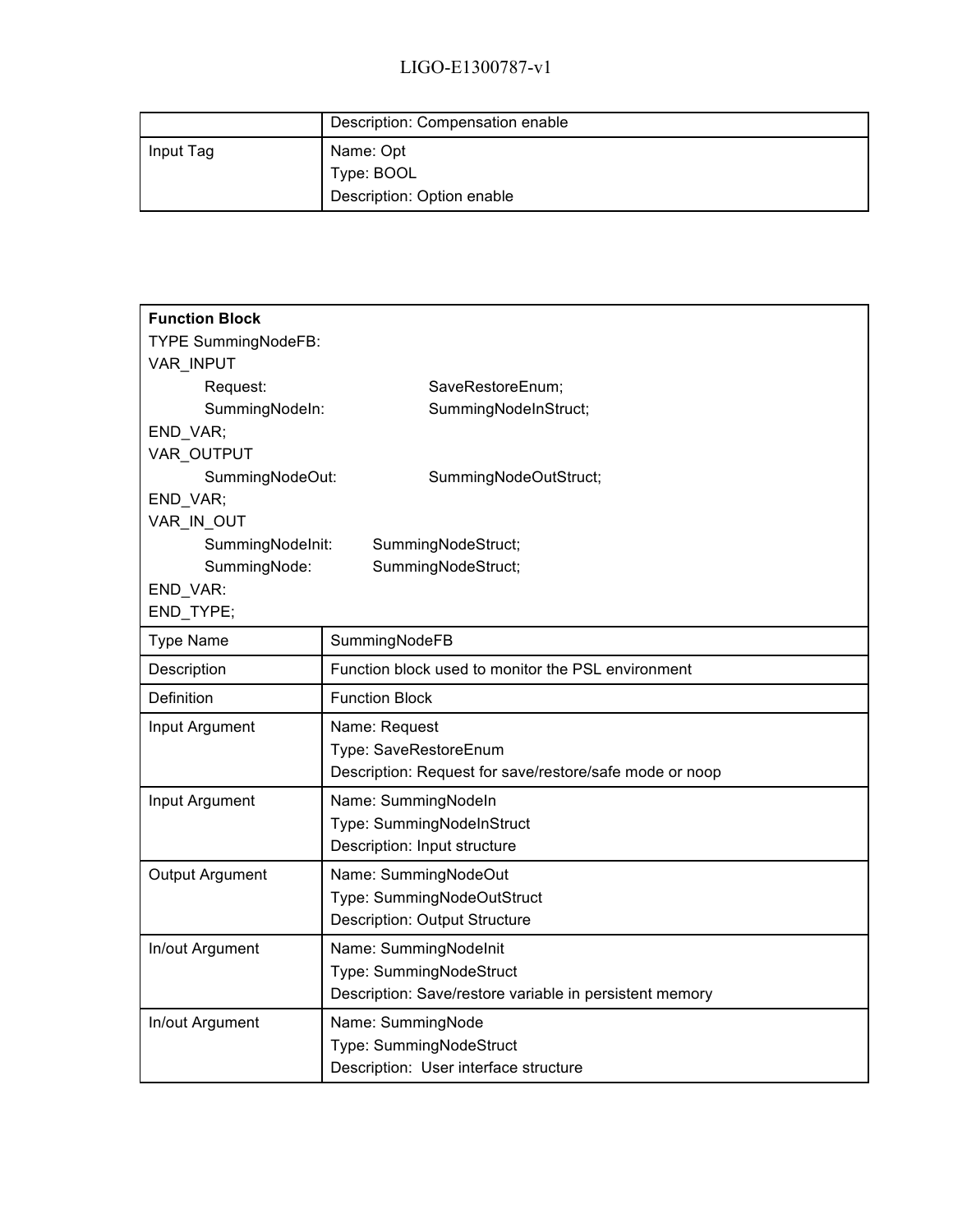| | |
|---|---|
| | Description: Compensation enable |
| Input Tag | Name: Opt<br>Type: BOOL<br>Description: Option enable |

**Function Block**

```
TYPE SummingNodeFB:
VAR_INPUT
        Request:                    SaveRestoreEnum;
        SummingNodeIn:              SummingNodeInStruct;
END_VAR;
VAR_OUTPUT
        SummingNodeOut:             SummingNodeOutStruct;
END_VAR;
VAR_IN_OUT
        SummingNodeInit:       SummingNodeStruct;
        SummingNode:           SummingNodeStruct;
END_VAR:
END_TYPE;
```

| | |
|---|---|
| Type Name | SummingNodeFB |
| Description | Function block used to monitor the PSL environment |
| Definition | Function Block |
| Input Argument | Name: Request<br>Type: SaveRestoreEnum<br>Description: Request for save/restore/safe mode or noop |
| Input Argument | Name: SummingNodeIn<br>Type: SummingNodeInStruct<br>Description: Input structure |
| Output Argument | Name: SummingNodeOut<br>Type: SummingNodeOutStruct<br>Description: Output Structure |
| In/out Argument | Name: SummingNodeInit<br>Type: SummingNodeStruct<br>Description: Save/restore variable in persistent memory |
| In/out Argument | Name: SummingNode<br>Type: SummingNodeStruct<br>Description: User interface structure |